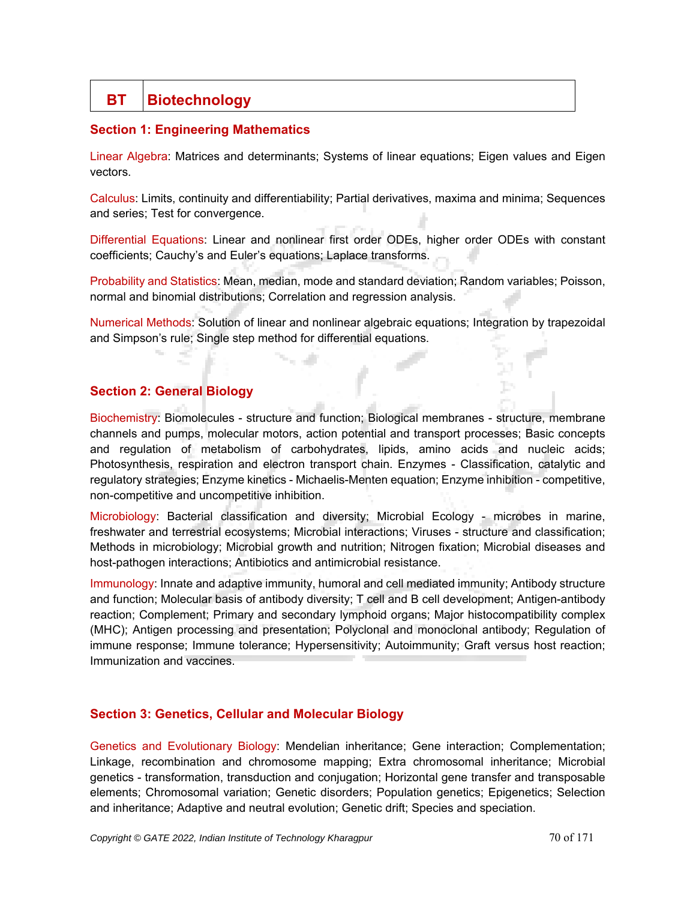# BT Biotechnology

## Section 1: Engineering Mathematics

**Linear Algebra**: Matrices and determinants; Systems of linear equations; Eigen values and Eigen vectors.

**Calculus**: Limits, continuity and differentiability; Partial derivatives, maxima and minima; Sequences and series; Test for convergence.

**Differential Equations**: Linear and nonlinear first order ODEs, higher order ODEs with constant coefficients; Cauchy's and Euler's equations; Laplace transforms.

**Probability and Statistics**: Mean, median, mode and standard deviation; Random variables; Poisson, normal and binomial distributions; Correlation and regression analysis.

**Numerical Methods**: Solution of linear and nonlinear algebraic equations; Integration by trapezoidal and Simpson's rule; Single step method for differential equations.

## Section 2: General Biology

**Biochemistry**: Biomolecules - structure and function; Biological membranes - structure, membrane channels and pumps, molecular motors, action potential and transport processes; Basic concepts and regulation of metabolism of carbohydrates, lipids, amino acids and nucleic acids; Photosynthesis, respiration and electron transport chain. Enzymes - Classification, catalytic and regulatory strategies; Enzyme kinetics - Michaelis-Menten equation; Enzyme inhibition - competitive, non-competitive and uncompetitive inhibition.

**Microbiology**: Bacterial classification and diversity; Microbial Ecology - microbes in marine, freshwater and terrestrial ecosystems; Microbial interactions; Viruses - structure and classification; Methods in microbiology; Microbial growth and nutrition; Nitrogen fixation; Microbial diseases and host-pathogen interactions; Antibiotics and antimicrobial resistance.

**Immunology**: Innate and adaptive immunity, humoral and cell mediated immunity; Antibody structure and function; Molecular basis of antibody diversity; T cell and B cell development; Antigen-antibody reaction; Complement; Primary and secondary lymphoid organs; Major histocompatibility complex (MHC); Antigen processing and presentation; Polyclonal and monoclonal antibody; Regulation of immune response; Immune tolerance; Hypersensitivity; Autoimmunity; Graft versus host reaction; Immunization and vaccines.

## Section 3: Genetics, Cellular and Molecular Biology

**Genetics and Evolutionary Biology**: Mendelian inheritance; Gene interaction; Complementation; Linkage, recombination and chromosome mapping; Extra chromosomal inheritance; Microbial genetics - transformation, transduction and conjugation; Horizontal gene transfer and transposable elements; Chromosomal variation; Genetic disorders; Population genetics; Epigenetics; Selection and inheritance; Adaptive and neutral evolution; Genetic drift; Species and speciation.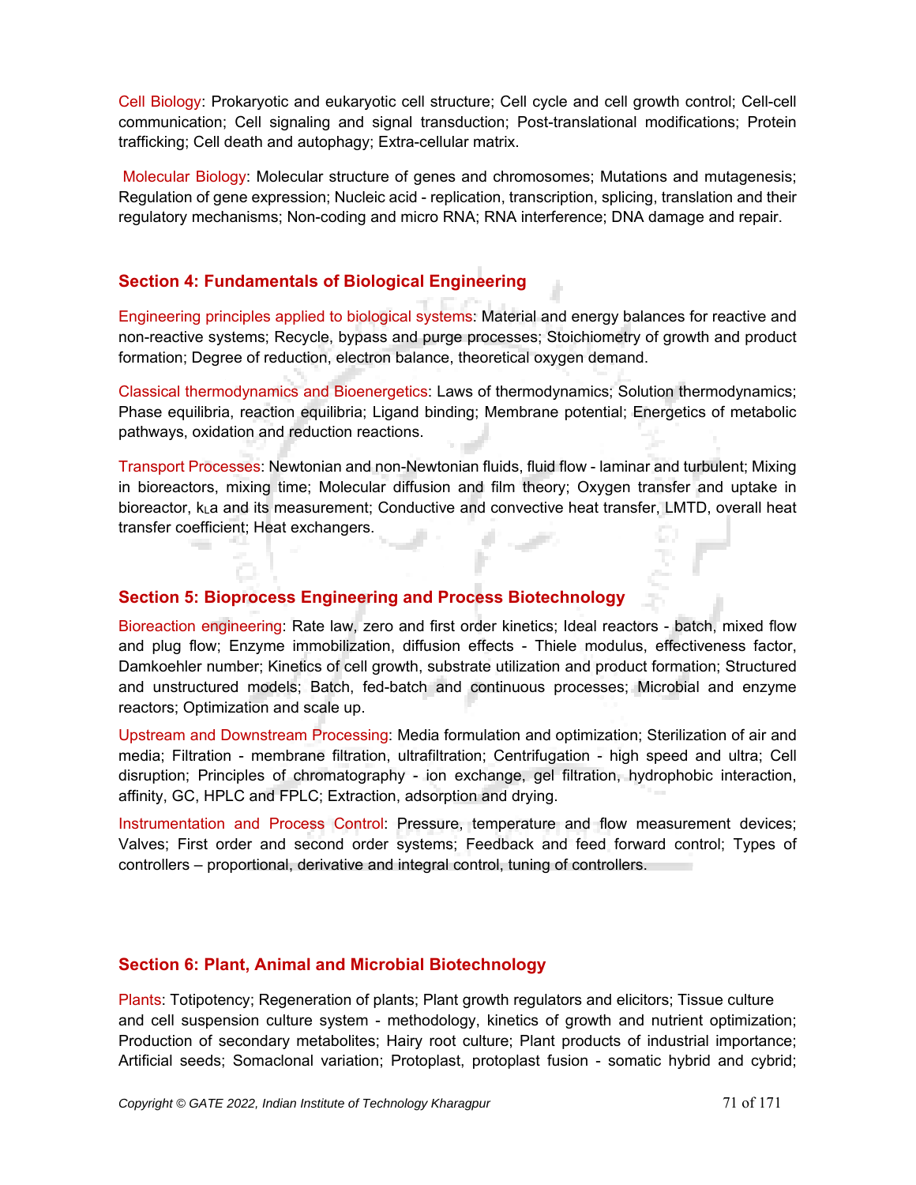Cell Biology: Prokaryotic and eukaryotic cell structure; Cell cycle and cell growth control; Cell-cell communication; Cell signaling and signal transduction; Post-translational modifications; Protein trafficking; Cell death and autophagy; Extra-cellular matrix.

Molecular Biology: Molecular structure of genes and chromosomes; Mutations and mutagenesis; Regulation of gene expression; Nucleic acid - replication, transcription, splicing, translation and their regulatory mechanisms; Non-coding and micro RNA; RNA interference; DNA damage and repair.

## Section 4: Fundamentals of Biological Engineering

Engineering principles applied to biological systems: Material and energy balances for reactive and non-reactive systems; Recycle, bypass and purge processes; Stoichiometry of growth and product formation; Degree of reduction, electron balance, theoretical oxygen demand.

Classical thermodynamics and Bioenergetics: Laws of thermodynamics; Solution thermodynamics; Phase equilibria, reaction equilibria; Ligand binding; Membrane potential; Energetics of metabolic pathways, oxidation and reduction reactions.

Transport Processes: Newtonian and non-Newtonian fluids, fluid flow - laminar and turbulent; Mixing in bioreactors, mixing time; Molecular diffusion and film theory; Oxygen transfer and uptake in bioreactor, $k_La$ and its measurement; Conductive and convective heat transfer, LMTD, overall heat transfer coefficient; Heat exchangers.

## Section 5: Bioprocess Engineering and Process Biotechnology

Bioreaction engineering: Rate law, zero and first order kinetics; Ideal reactors - batch, mixed flow and plug flow; Enzyme immobilization, diffusion effects - Thiele modulus, effectiveness factor, Damkoehler number; Kinetics of cell growth, substrate utilization and product formation; Structured and unstructured models; Batch, fed-batch and continuous processes; Microbial and enzyme reactors; Optimization and scale up.

Upstream and Downstream Processing: Media formulation and optimization; Sterilization of air and media; Filtration - membrane filtration, ultrafiltration; Centrifugation - high speed and ultra; Cell disruption; Principles of chromatography - ion exchange, gel filtration, hydrophobic interaction, affinity, GC, HPLC and FPLC; Extraction, adsorption and drying.

Instrumentation and Process Control: Pressure, temperature and flow measurement devices; Valves; First order and second order systems; Feedback and feed forward control; Types of controllers – proportional, derivative and integral control, tuning of controllers.

## Section 6: Plant, Animal and Microbial Biotechnology

Plants: Totipotency; Regeneration of plants; Plant growth regulators and elicitors; Tissue culture and cell suspension culture system - methodology, kinetics of growth and nutrient optimization; Production of secondary metabolites; Hairy root culture; Plant products of industrial importance; Artificial seeds; Somaclonal variation; Protoplast, protoplast fusion - somatic hybrid and cybrid;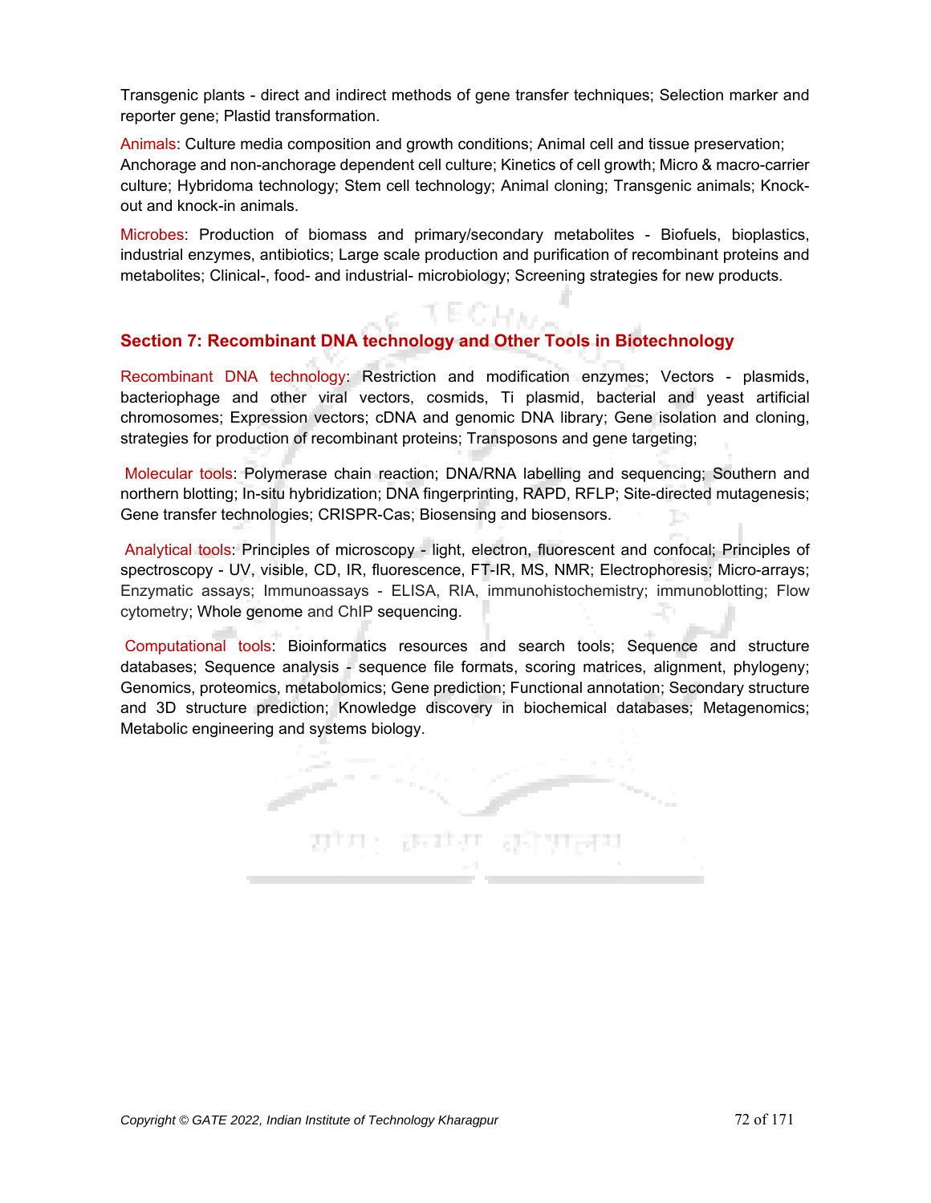Transgenic plants - direct and indirect methods of gene transfer techniques; Selection marker and reporter gene; Plastid transformation.

Animals: Culture media composition and growth conditions; Animal cell and tissue preservation; Anchorage and non-anchorage dependent cell culture; Kinetics of cell growth; Micro & macro-carrier culture; Hybridoma technology; Stem cell technology; Animal cloning; Transgenic animals; Knock-out and knock-in animals.

Microbes: Production of biomass and primary/secondary metabolites - Biofuels, bioplastics, industrial enzymes, antibiotics; Large scale production and purification of recombinant proteins and metabolites; Clinical-, food- and industrial- microbiology; Screening strategies for new products.

## Section 7: Recombinant DNA technology and Other Tools in Biotechnology

Recombinant DNA technology: Restriction and modification enzymes; Vectors - plasmids, bacteriophage and other viral vectors, cosmids, Ti plasmid, bacterial and yeast artificial chromosomes; Expression vectors; cDNA and genomic DNA library; Gene isolation and cloning, strategies for production of recombinant proteins; Transposons and gene targeting;

Molecular tools: Polymerase chain reaction; DNA/RNA labelling and sequencing; Southern and northern blotting; In-situ hybridization; DNA fingerprinting, RAPD, RFLP; Site-directed mutagenesis; Gene transfer technologies; CRISPR-Cas; Biosensing and biosensors.

Analytical tools: Principles of microscopy - light, electron, fluorescent and confocal; Principles of spectroscopy - UV, visible, CD, IR, fluorescence, FT-IR, MS, NMR; Electrophoresis; Micro-arrays; Enzymatic assays; Immunoassays - ELISA, RIA, immunohistochemistry; immunoblotting; Flow cytometry; Whole genome and ChIP sequencing.

Computational tools: Bioinformatics resources and search tools; Sequence and structure databases; Sequence analysis - sequence file formats, scoring matrices, alignment, phylogeny; Genomics, proteomics, metabolomics; Gene prediction; Functional annotation; Secondary structure and 3D structure prediction; Knowledge discovery in biochemical databases; Metagenomics; Metabolic engineering and systems biology.

*Copyright © GATE 2022, Indian Institute of Technology Kharagpur*